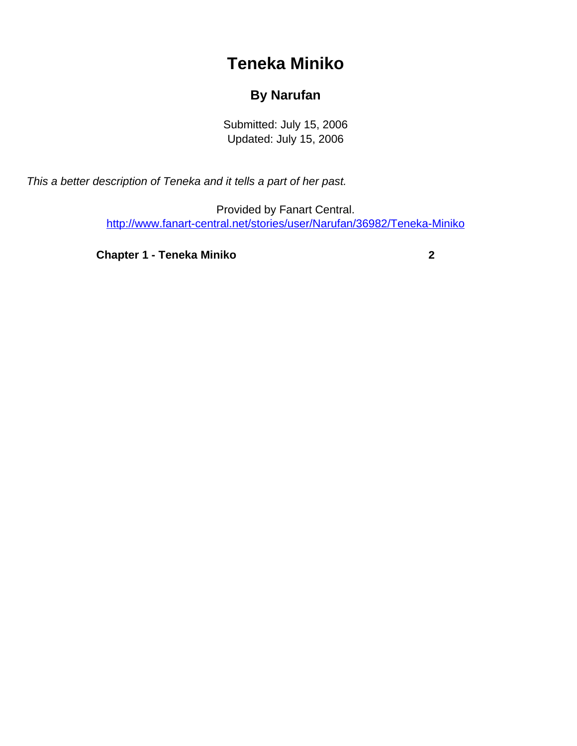# Teneka Miniko

## By Narufan

Submitted: July 15, 2006
Updated: July 15, 2006

*This a better description of Teneka and it tells a part of her past.*

Provided by Fanart Central.
http://www.fanart-central.net/stories/user/Narufan/36982/Teneka-Miniko

| | |
|---|---|
| **Chapter 1 - Teneka Miniko** | **2** |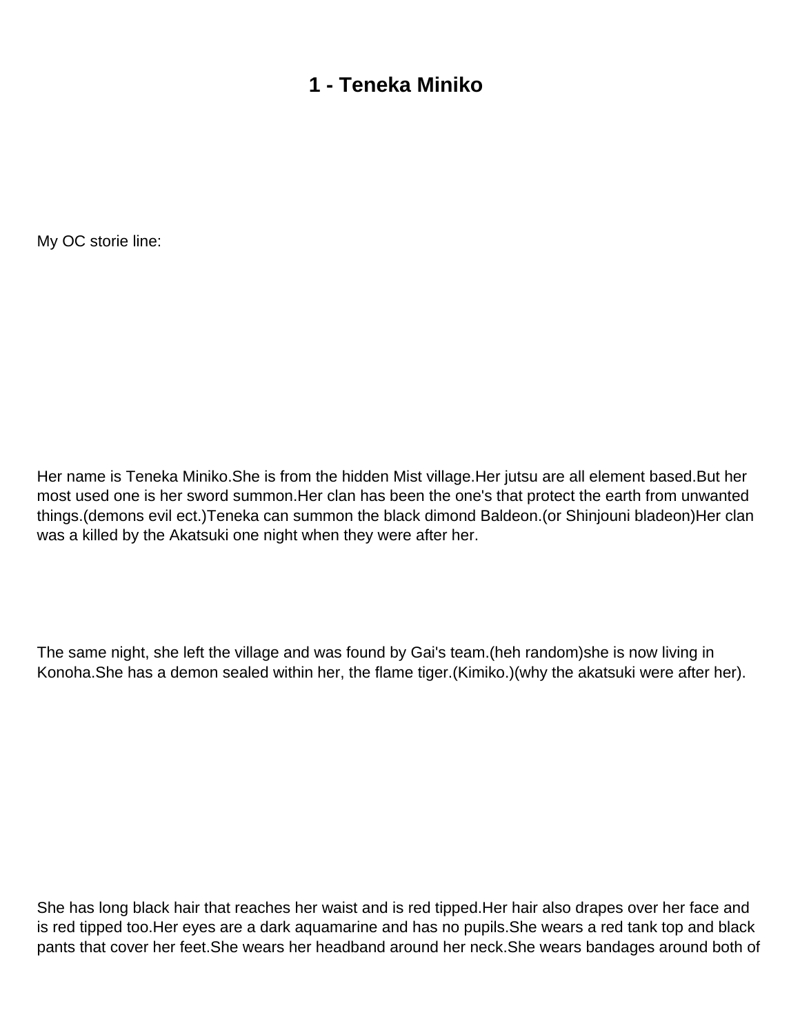# 1 - Teneka Miniko

My OC storie line:

Her name is Teneka Miniko.She is from the hidden Mist village.Her jutsu are all element based.But her most used one is her sword summon.Her clan has been the one's that protect the earth from unwanted things.(demons evil ect.)Teneka can summon the black dimond Baldeon.(or Shinjouni bladeon)Her clan was a killed by the Akatsuki one night when they were after her.

The same night, she left the village and was found by Gai's team.(heh random)she is now living in Konoha.She has a demon sealed within her, the flame tiger.(Kimiko.)(why the akatsuki were after her).

She has long black hair that reaches her waist and is red tipped.Her hair also drapes over her face and is red tipped too.Her eyes are a dark aquamarine and has no pupils.She wears a red tank top and black pants that cover her feet.She wears her headband around her neck.She wears bandages around both of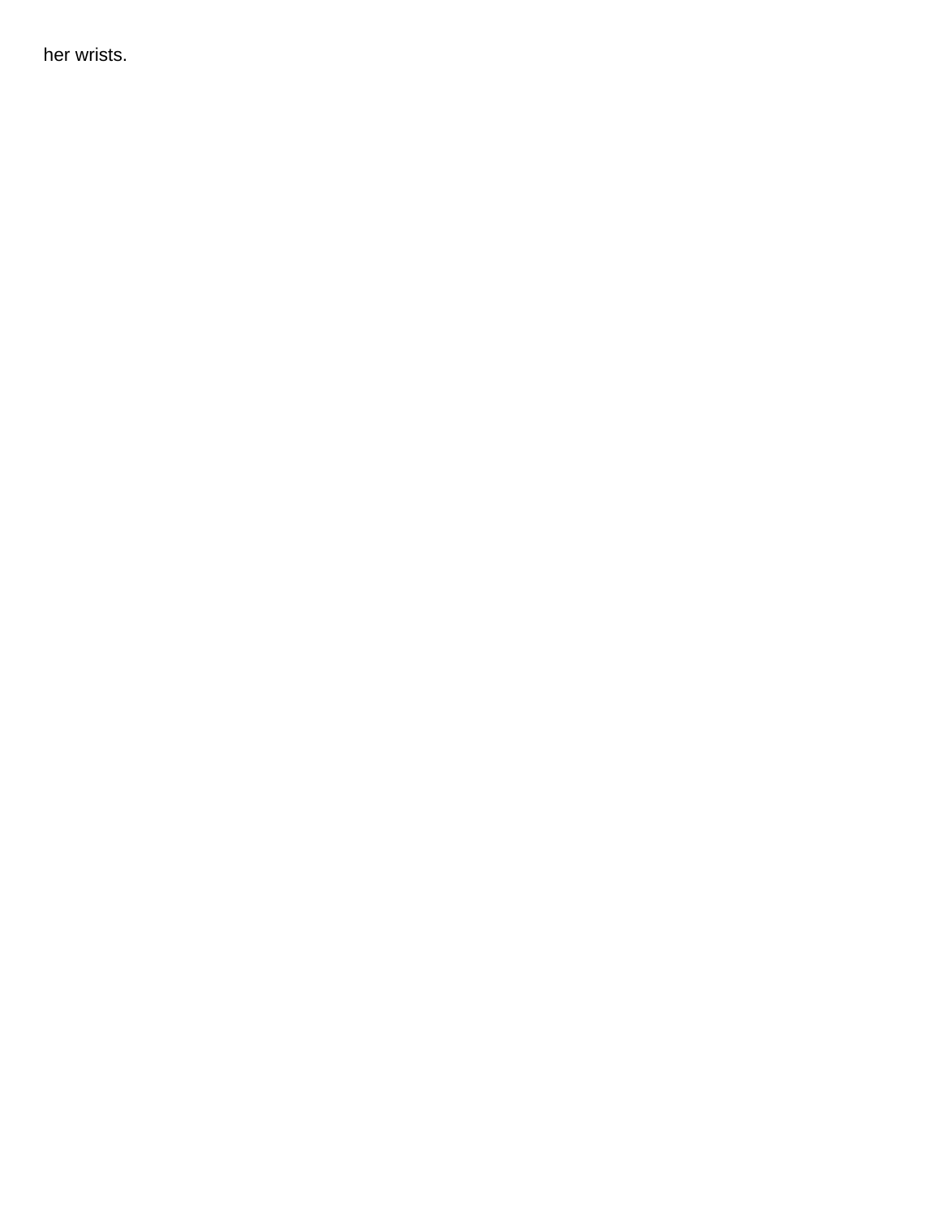her wrists.